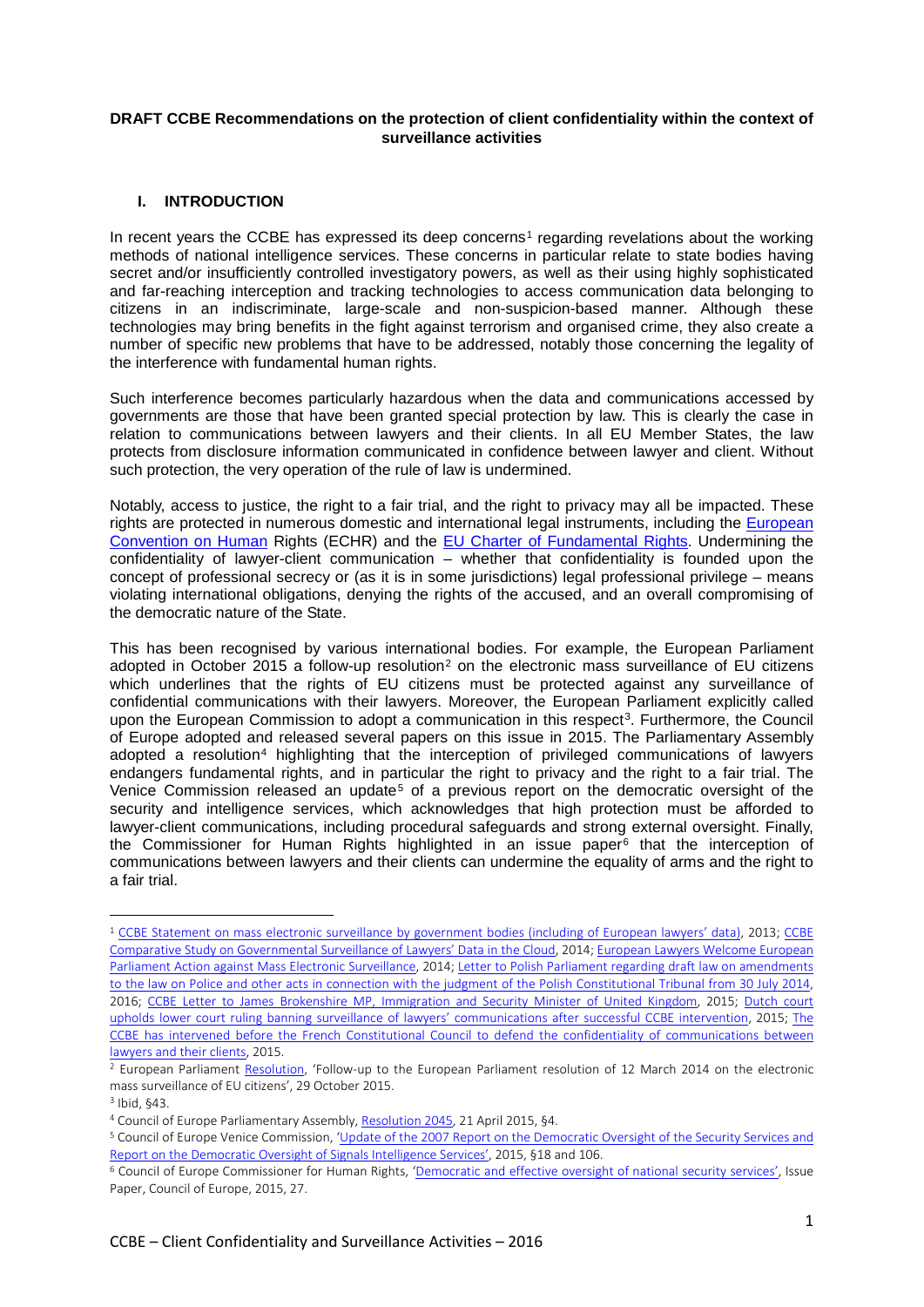**DRAFT CCBE Recommendations on the protection of client confidentiality within the context of surveillance activities**

## I. INTRODUCTION

In recent years the CCBE has expressed its deep concerns[1] regarding revelations about the working methods of national intelligence services. These concerns in particular relate to state bodies having secret and/or insufficiently controlled investigatory powers, as well as their using highly sophisticated and far-reaching interception and tracking technologies to access communication data belonging to citizens in an indiscriminate, large-scale and non-suspicion-based manner. Although these technologies may bring benefits in the fight against terrorism and organised crime, they also create a number of specific new problems that have to be addressed, notably those concerning the legality of the interference with fundamental human rights.

Such interference becomes particularly hazardous when the data and communications accessed by governments are those that have been granted special protection by law. This is clearly the case in relation to communications between lawyers and their clients. In all EU Member States, the law protects from disclosure information communicated in confidence between lawyer and client. Without such protection, the very operation of the rule of law is undermined.

Notably, access to justice, the right to a fair trial, and the right to privacy may all be impacted. These rights are protected in numerous domestic and international legal instruments, including the European Convention on Human Rights (ECHR) and the EU Charter of Fundamental Rights. Undermining the confidentiality of lawyer-client communication – whether that confidentiality is founded upon the concept of professional secrecy or (as it is in some jurisdictions) legal professional privilege – means violating international obligations, denying the rights of the accused, and an overall compromising of the democratic nature of the State.

This has been recognised by various international bodies. For example, the European Parliament adopted in October 2015 a follow-up resolution[2] on the electronic mass surveillance of EU citizens which underlines that the rights of EU citizens must be protected against any surveillance of confidential communications with their lawyers. Moreover, the European Parliament explicitly called upon the European Commission to adopt a communication in this respect[3]. Furthermore, the Council of Europe adopted and released several papers on this issue in 2015. The Parliamentary Assembly adopted a resolution[4] highlighting that the interception of privileged communications of lawyers endangers fundamental rights, and in particular the right to privacy and the right to a fair trial. The Venice Commission released an update[5] of a previous report on the democratic oversight of the security and intelligence services, which acknowledges that high protection must be afforded to lawyer-client communications, including procedural safeguards and strong external oversight. Finally, the Commissioner for Human Rights highlighted in an issue paper[6] that the interception of communications between lawyers and their clients can undermine the equality of arms and the right to a fair trial.

---

[1] CCBE Statement on mass electronic surveillance by government bodies (including of European lawyers' data), 2013; CCBE Comparative Study on Governmental Surveillance of Lawyers' Data in the Cloud, 2014; European Lawyers Welcome European Parliament Action against Mass Electronic Surveillance, 2014; Letter to Polish Parliament regarding draft law on amendments to the law on Police and other acts in connection with the judgment of the Polish Constitutional Tribunal from 30 July 2014, 2016; CCBE Letter to James Brokenshire MP, Immigration and Security Minister of United Kingdom, 2015; Dutch court upholds lower court ruling banning surveillance of lawyers' communications after successful CCBE intervention, 2015; The CCBE has intervened before the French Constitutional Council to defend the confidentiality of communications between lawyers and their clients, 2015.

[2] European Parliament Resolution, 'Follow-up to the European Parliament resolution of 12 March 2014 on the electronic mass surveillance of EU citizens', 29 October 2015.

[3] Ibid, §43.

[4] Council of Europe Parliamentary Assembly, Resolution 2045, 21 April 2015, §4.

[5] Council of Europe Venice Commission, 'Update of the 2007 Report on the Democratic Oversight of the Security Services and Report on the Democratic Oversight of Signals Intelligence Services', 2015, §18 and 106.

[6] Council of Europe Commissioner for Human Rights, 'Democratic and effective oversight of national security services', Issue Paper, Council of Europe, 2015, 27.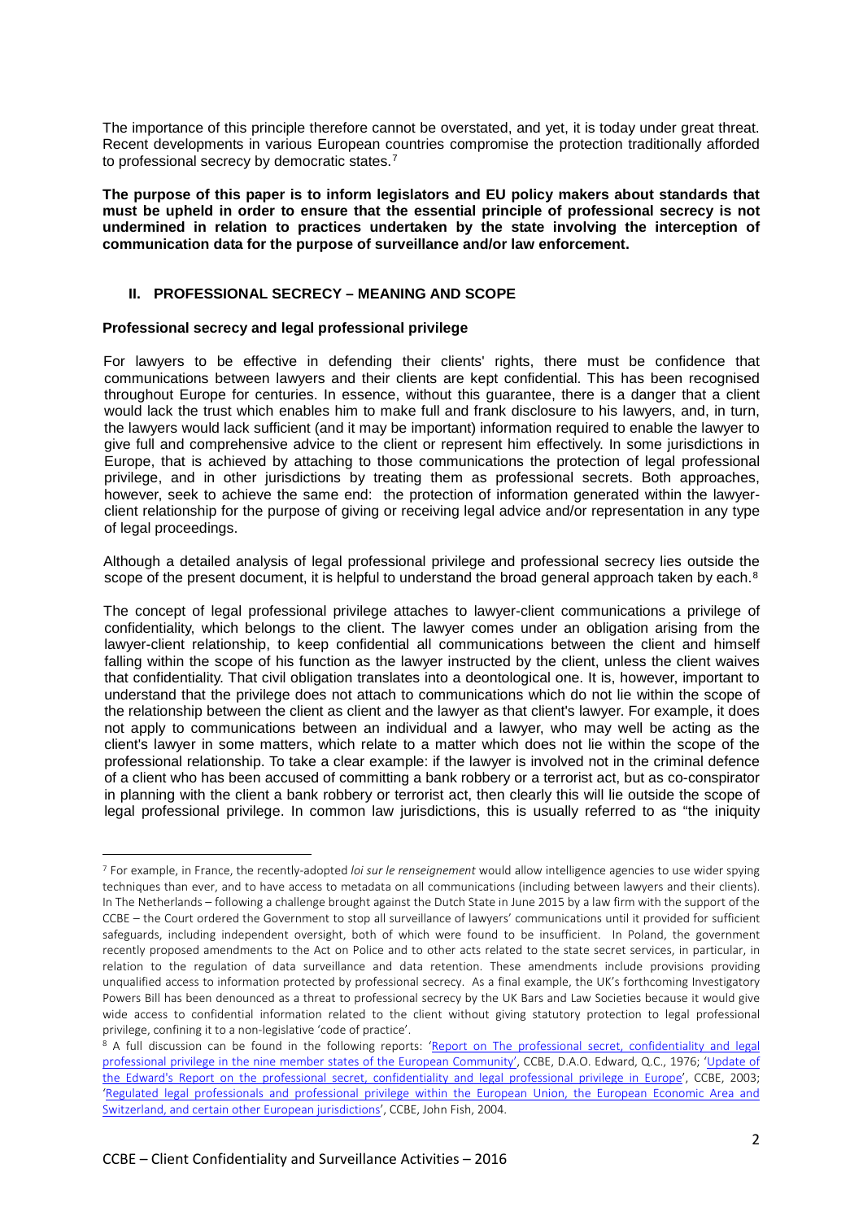The importance of this principle therefore cannot be overstated, and yet, it is today under great threat. Recent developments in various European countries compromise the protection traditionally afforded to professional secrecy by democratic states.[7]

**The purpose of this paper is to inform legislators and EU policy makers about standards that must be upheld in order to ensure that the essential principle of professional secrecy is not undermined in relation to practices undertaken by the state involving the interception of communication data for the purpose of surveillance and/or law enforcement.**

## II. PROFESSIONAL SECRECY – MEANING AND SCOPE

### Professional secrecy and legal professional privilege

For lawyers to be effective in defending their clients' rights, there must be confidence that communications between lawyers and their clients are kept confidential. This has been recognised throughout Europe for centuries. In essence, without this guarantee, there is a danger that a client would lack the trust which enables him to make full and frank disclosure to his lawyers, and, in turn, the lawyers would lack sufficient (and it may be important) information required to enable the lawyer to give full and comprehensive advice to the client or represent him effectively. In some jurisdictions in Europe, that is achieved by attaching to those communications the protection of legal professional privilege, and in other jurisdictions by treating them as professional secrets. Both approaches, however, seek to achieve the same end: the protection of information generated within the lawyer-client relationship for the purpose of giving or receiving legal advice and/or representation in any type of legal proceedings.

Although a detailed analysis of legal professional privilege and professional secrecy lies outside the scope of the present document, it is helpful to understand the broad general approach taken by each.[8]

The concept of legal professional privilege attaches to lawyer-client communications a privilege of confidentiality, which belongs to the client. The lawyer comes under an obligation arising from the lawyer-client relationship, to keep confidential all communications between the client and himself falling within the scope of his function as the lawyer instructed by the client, unless the client waives that confidentiality. That civil obligation translates into a deontological one. It is, however, important to understand that the privilege does not attach to communications which do not lie within the scope of the relationship between the client as client and the lawyer as that client's lawyer. For example, it does not apply to communications between an individual and a lawyer, who may well be acting as the client's lawyer in some matters, which relate to a matter which does not lie within the scope of the professional relationship. To take a clear example: if the lawyer is involved not in the criminal defence of a client who has been accused of committing a bank robbery or a terrorist act, but as co-conspirator in planning with the client a bank robbery or terrorist act, then clearly this will lie outside the scope of legal professional privilege. In common law jurisdictions, this is usually referred to as "the iniquity

---

[7] For example, in France, the recently-adopted *loi sur le renseignement* would allow intelligence agencies to use wider spying techniques than ever, and to have access to metadata on all communications (including between lawyers and their clients). In The Netherlands – following a challenge brought against the Dutch State in June 2015 by a law firm with the support of the CCBE – the Court ordered the Government to stop all surveillance of lawyers' communications until it provided for sufficient safeguards, including independent oversight, both of which were found to be insufficient. In Poland, the government recently proposed amendments to the Act on Police and to other acts related to the state secret services, in particular, in relation to the regulation of data surveillance and data retention. These amendments include provisions providing unqualified access to information protected by professional secrecy. As a final example, the UK's forthcoming Investigatory Powers Bill has been denounced as a threat to professional secrecy by the UK Bars and Law Societies because it would give wide access to confidential information related to the client without giving statutory protection to legal professional privilege, confining it to a non-legislative 'code of practice'.

[8] A full discussion can be found in the following reports: 'Report on The professional secret, confidentiality and legal professional privilege in the nine member states of the European Community', CCBE, D.A.O. Edward, Q.C., 1976; 'Update of the Edward's Report on the professional secret, confidentiality and legal professional privilege in Europe', CCBE, 2003; 'Regulated legal professionals and professional privilege within the European Union, the European Economic Area and Switzerland, and certain other European jurisdictions', CCBE, John Fish, 2004.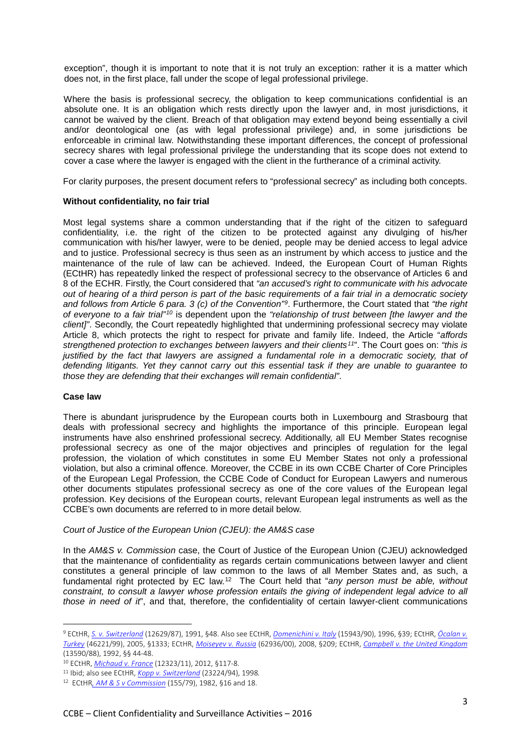exception", though it is important to note that it is not truly an exception: rather it is a matter which does not, in the first place, fall under the scope of legal professional privilege.

Where the basis is professional secrecy, the obligation to keep communications confidential is an absolute one. It is an obligation which rests directly upon the lawyer and, in most jurisdictions, it cannot be waived by the client. Breach of that obligation may extend beyond being essentially a civil and/or deontological one (as with legal professional privilege) and, in some jurisdictions be enforceable in criminal law. Notwithstanding these important differences, the concept of professional secrecy shares with legal professional privilege the understanding that its scope does not extend to cover a case where the lawyer is engaged with the client in the furtherance of a criminal activity.

For clarity purposes, the present document refers to "professional secrecy" as including both concepts.

**Without confidentiality, no fair trial**

Most legal systems share a common understanding that if the right of the citizen to safeguard confidentiality, i.e. the right of the citizen to be protected against any divulging of his/her communication with his/her lawyer, were to be denied, people may be denied access to legal advice and to justice. Professional secrecy is thus seen as an instrument by which access to justice and the maintenance of the rule of law can be achieved. Indeed, the European Court of Human Rights (ECtHR) has repeatedly linked the respect of professional secrecy to the observance of Articles 6 and 8 of the ECHR. Firstly, the Court considered that *"an accused's right to communicate with his advocate out of hearing of a third person is part of the basic requirements of a fair trial in a democratic society and follows from Article 6 para. 3 (c) of the Convention"*[9]. Furthermore, the Court stated that *"the right of everyone to a fair trial"*[10] is dependent upon the *"relationship of trust between [the lawyer and the client]"*. Secondly, the Court repeatedly highlighted that undermining professional secrecy may violate Article 8, which protects the right to respect for private and family life. Indeed, the Article "*affords strengthened protection to exchanges between lawyers and their clients*[11]". The Court goes on: *"this is justified by the fact that lawyers are assigned a fundamental role in a democratic society, that of defending litigants. Yet they cannot carry out this essential task if they are unable to guarantee to those they are defending that their exchanges will remain confidential"*.

**Case law**

There is abundant jurisprudence by the European courts both in Luxembourg and Strasbourg that deals with professional secrecy and highlights the importance of this principle. European legal instruments have also enshrined professional secrecy. Additionally, all EU Member States recognise professional secrecy as one of the major objectives and principles of regulation for the legal profession, the violation of which constitutes in some EU Member States not only a professional violation, but also a criminal offence. Moreover, the CCBE in its own CCBE Charter of Core Principles of the European Legal Profession, the CCBE Code of Conduct for European Lawyers and numerous other documents stipulates professional secrecy as one of the core values of the European legal profession. Key decisions of the European courts, relevant European legal instruments as well as the CCBE's own documents are referred to in more detail below.

*Court of Justice of the European Union (CJEU): the AM&S case*

In the *AM&S v. Commission* case, the Court of Justice of the European Union (CJEU) acknowledged that the maintenance of confidentiality as regards certain communications between lawyer and client constitutes a general principle of law common to the laws of all Member States and, as such, a fundamental right protected by EC law.[12] The Court held that "*any person must be able, without constraint, to consult a lawyer whose profession entails the giving of independent legal advice to all those in need of it*", and that, therefore, the confidentiality of certain lawyer-client communications

---

[9] ECtHR, *S. v. Switzerland* (12629/87), 1991, §48. Also see ECtHR, *Domenichini v. Italy* (15943/90), 1996, §39; ECtHR, *Öcalan v. Turkey* (46221/99), 2005, §1333; ECtHR, *Moiseyev v. Russia* (62936/00), 2008, §209; ECtHR, *Campbell v. the United Kingdom* (13590/88), 1992, §§ 44-48.

[10] ECtHR, *Michaud v. France* (12323/11), 2012, §117-8.

[11] Ibid; also see ECtHR, *Kopp v. Switzerland* (23224/94), 1998.

[12] ECtHR, *AM & S v Commission* (155/79), 1982, §16 and 18.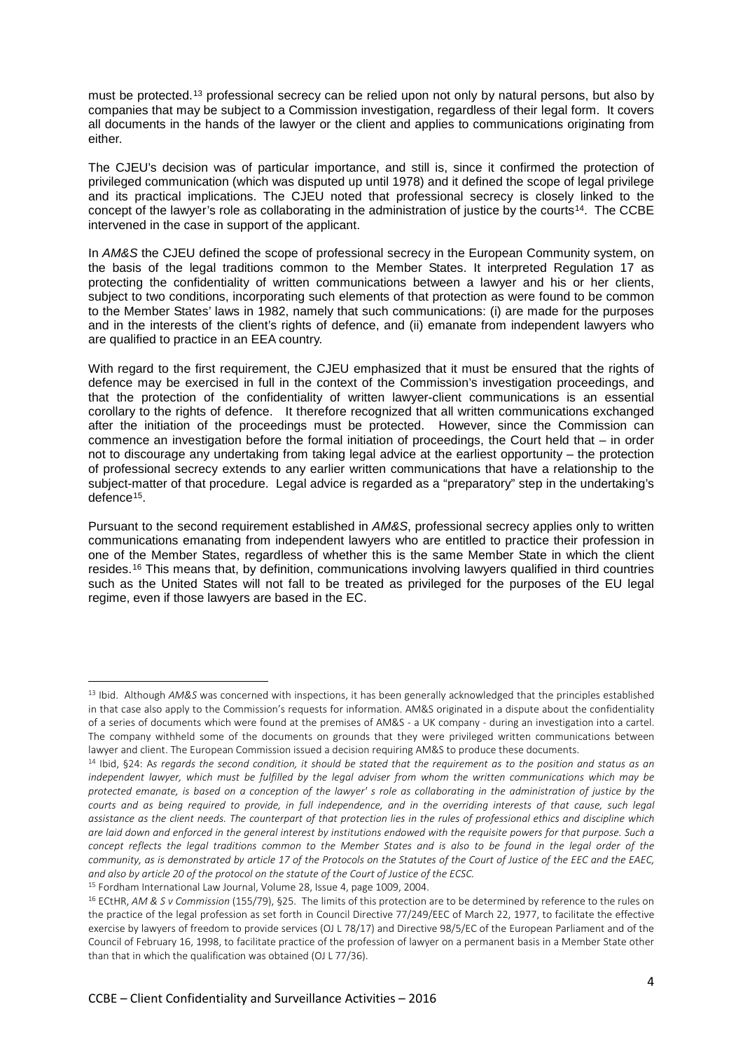must be protected.[13] professional secrecy can be relied upon not only by natural persons, but also by companies that may be subject to a Commission investigation, regardless of their legal form. It covers all documents in the hands of the lawyer or the client and applies to communications originating from either.

The CJEU's decision was of particular importance, and still is, since it confirmed the protection of privileged communication (which was disputed up until 1978) and it defined the scope of legal privilege and its practical implications. The CJEU noted that professional secrecy is closely linked to the concept of the lawyer's role as collaborating in the administration of justice by the courts[14]. The CCBE intervened in the case in support of the applicant.

In *AM&S* the CJEU defined the scope of professional secrecy in the European Community system, on the basis of the legal traditions common to the Member States. It interpreted Regulation 17 as protecting the confidentiality of written communications between a lawyer and his or her clients, subject to two conditions, incorporating such elements of that protection as were found to be common to the Member States' laws in 1982, namely that such communications: (i) are made for the purposes and in the interests of the client's rights of defence, and (ii) emanate from independent lawyers who are qualified to practice in an EEA country.

With regard to the first requirement, the CJEU emphasized that it must be ensured that the rights of defence may be exercised in full in the context of the Commission's investigation proceedings, and that the protection of the confidentiality of written lawyer-client communications is an essential corollary to the rights of defence. It therefore recognized that all written communications exchanged after the initiation of the proceedings must be protected. However, since the Commission can commence an investigation before the formal initiation of proceedings, the Court held that – in order not to discourage any undertaking from taking legal advice at the earliest opportunity – the protection of professional secrecy extends to any earlier written communications that have a relationship to the subject-matter of that procedure. Legal advice is regarded as a "preparatory" step in the undertaking's defence[15].

Pursuant to the second requirement established in *AM&S*, professional secrecy applies only to written communications emanating from independent lawyers who are entitled to practice their profession in one of the Member States, regardless of whether this is the same Member State in which the client resides.[16] This means that, by definition, communications involving lawyers qualified in third countries such as the United States will not fall to be treated as privileged for the purposes of the EU legal regime, even if those lawyers are based in the EC.

---

[13] Ibid. Although *AM&S* was concerned with inspections, it has been generally acknowledged that the principles established in that case also apply to the Commission's requests for information. AM&S originated in a dispute about the confidentiality of a series of documents which were found at the premises of AM&S - a UK company - during an investigation into a cartel. The company withheld some of the documents on grounds that they were privileged written communications between lawyer and client. The European Commission issued a decision requiring AM&S to produce these documents.

[14] Ibid, §24: A*s regards the second condition, it should be stated that the requirement as to the position and status as an independent lawyer, which must be fulfilled by the legal adviser from whom the written communications which may be protected emanate, is based on a conception of the lawyer' s role as collaborating in the administration of justice by the courts and as being required to provide, in full independence, and in the overriding interests of that cause, such legal assistance as the client needs. The counterpart of that protection lies in the rules of professional ethics and discipline which are laid down and enforced in the general interest by institutions endowed with the requisite powers for that purpose. Such a concept reflects the legal traditions common to the Member States and is also to be found in the legal order of the community, as is demonstrated by article 17 of the Protocols on the Statutes of the Court of Justice of the EEC and the EAEC, and also by article 20 of the protocol on the statute of the Court of Justice of the ECSC.*

[15] Fordham International Law Journal, Volume 28, Issue 4, page 1009, 2004.

[16] ECtHR, *AM & S v Commission* (155/79), §25. The limits of this protection are to be determined by reference to the rules on the practice of the legal profession as set forth in Council Directive 77/249/EEC of March 22, 1977, to facilitate the effective exercise by lawyers of freedom to provide services (OJ L 78/17) and Directive 98/5/EC of the European Parliament and of the Council of February 16, 1998, to facilitate practice of the profession of lawyer on a permanent basis in a Member State other than that in which the qualification was obtained (OJ L 77/36).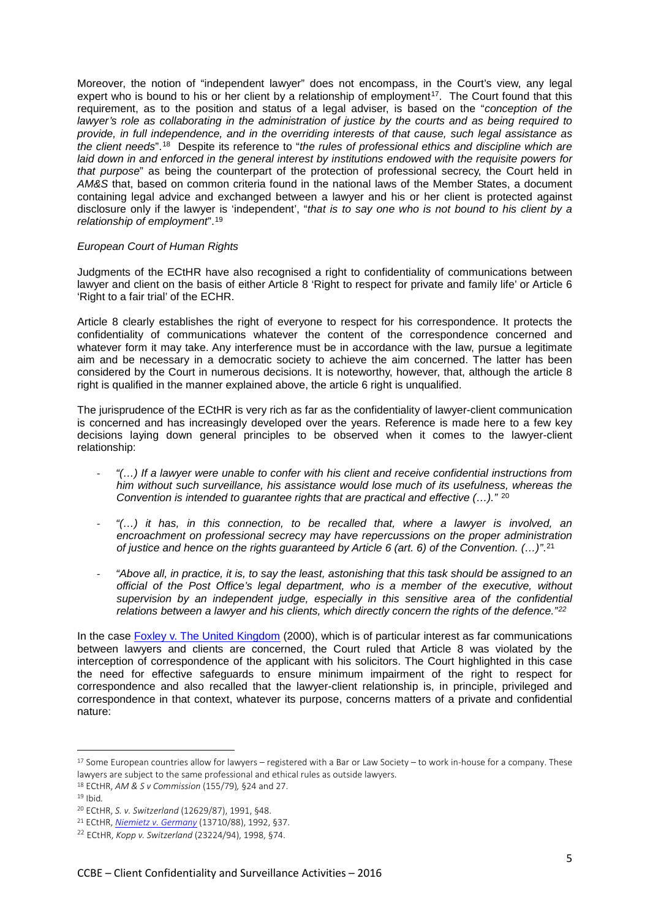Moreover, the notion of "independent lawyer" does not encompass, in the Court's view, any legal expert who is bound to his or her client by a relationship of employment[17]. The Court found that this requirement, as to the position and status of a legal adviser, is based on the "*conception of the lawyer's role as collaborating in the administration of justice by the courts and as being required to provide, in full independence, and in the overriding interests of that cause, such legal assistance as the client needs*".[18] Despite its reference to "*the rules of professional ethics and discipline which are laid down in and enforced in the general interest by institutions endowed with the requisite powers for that purpose*" as being the counterpart of the protection of professional secrecy, the Court held in *AM&S* that, based on common criteria found in the national laws of the Member States, a document containing legal advice and exchanged between a lawyer and his or her client is protected against disclosure only if the lawyer is 'independent', "*that is to say one who is not bound to his client by a relationship of employment*".[19]

*European Court of Human Rights*

Judgments of the ECtHR have also recognised a right to confidentiality of communications between lawyer and client on the basis of either Article 8 'Right to respect for private and family life' or Article 6 'Right to a fair trial' of the ECHR.

Article 8 clearly establishes the right of everyone to respect for his correspondence. It protects the confidentiality of communications whatever the content of the correspondence concerned and whatever form it may take. Any interference must be in accordance with the law, pursue a legitimate aim and be necessary in a democratic society to achieve the aim concerned. The latter has been considered by the Court in numerous decisions. It is noteworthy, however, that, although the article 8 right is qualified in the manner explained above, the article 6 right is unqualified.

The jurisprudence of the ECtHR is very rich as far as the confidentiality of lawyer-client communication is concerned and has increasingly developed over the years. Reference is made here to a few key decisions laying down general principles to be observed when it comes to the lawyer-client relationship:

- *"(…) If a lawyer were unable to confer with his client and receive confidential instructions from him without such surveillance, his assistance would lose much of its usefulness, whereas the Convention is intended to guarantee rights that are practical and effective (…)."* [20]
- *"(…) it has, in this connection, to be recalled that, where a lawyer is involved, an encroachment on professional secrecy may have repercussions on the proper administration of justice and hence on the rights guaranteed by Article 6 (art. 6) of the Convention. (…)"*.[21]
- *"Above all, in practice, it is, to say the least, astonishing that this task should be assigned to an official of the Post Office's legal department, who is a member of the executive, without supervision by an independent judge, especially in this sensitive area of the confidential relations between a lawyer and his clients, which directly concern the rights of the defence."*[22]

In the case Foxley v. The United Kingdom (2000), which is of particular interest as far communications between lawyers and clients are concerned, the Court ruled that Article 8 was violated by the interception of correspondence of the applicant with his solicitors. The Court highlighted in this case the need for effective safeguards to ensure minimum impairment of the right to respect for correspondence and also recalled that the lawyer-client relationship is, in principle, privileged and correspondence in that context, whatever its purpose, concerns matters of a private and confidential nature:

---

[17] Some European countries allow for lawyers – registered with a Bar or Law Society – to work in-house for a company. These lawyers are subject to the same professional and ethical rules as outside lawyers.

[18] ECtHR, *AM & S v Commission* (155/79), §24 and 27.

[19] Ibid.

[20] ECtHR, *S. v. Switzerland* (12629/87), 1991, §48.

[21] ECtHR, *Niemietz v. Germany* (13710/88), 1992, §37.

[22] ECtHR, *Kopp v. Switzerland* (23224/94), 1998, §74.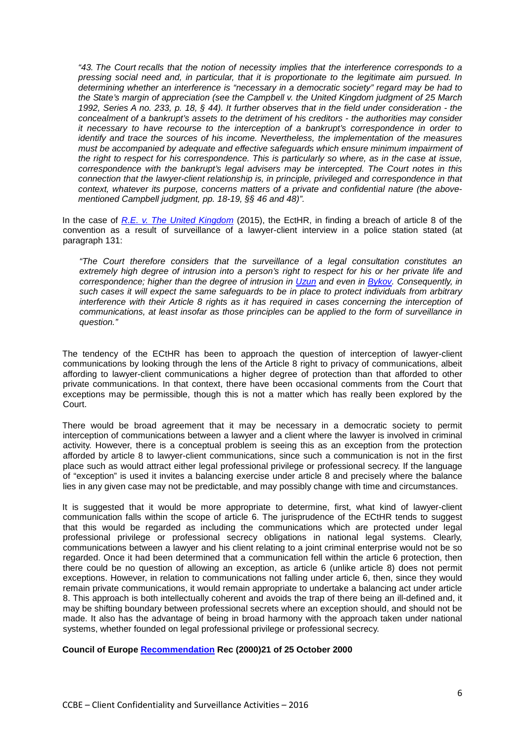*"43. The Court recalls that the notion of necessity implies that the interference corresponds to a pressing social need and, in particular, that it is proportionate to the legitimate aim pursued. In determining whether an interference is "necessary in a democratic society" regard may be had to the State's margin of appreciation (see the Campbell v. the United Kingdom judgment of 25 March 1992, Series A no. 233, p. 18, § 44). It further observes that in the field under consideration - the concealment of a bankrupt's assets to the detriment of his creditors - the authorities may consider it necessary to have recourse to the interception of a bankrupt's correspondence in order to identify and trace the sources of his income. Nevertheless, the implementation of the measures must be accompanied by adequate and effective safeguards which ensure minimum impairment of the right to respect for his correspondence. This is particularly so where, as in the case at issue, correspondence with the bankrupt's legal advisers may be intercepted. The Court notes in this connection that the lawyer-client relationship is, in principle, privileged and correspondence in that context, whatever its purpose, concerns matters of a private and confidential nature (the above-mentioned Campbell judgment, pp. 18-19, §§ 46 and 48)".*

In the case of *R.E. v. The United Kingdom* (2015), the EctHR, in finding a breach of article 8 of the convention as a result of surveillance of a lawyer-client interview in a police station stated (at paragraph 131:

*"The Court therefore considers that the surveillance of a legal consultation constitutes an extremely high degree of intrusion into a person's right to respect for his or her private life and correspondence; higher than the degree of intrusion in Uzun and even in Bykov. Consequently, in such cases it will expect the same safeguards to be in place to protect individuals from arbitrary interference with their Article 8 rights as it has required in cases concerning the interception of communications, at least insofar as those principles can be applied to the form of surveillance in question."*

The tendency of the ECtHR has been to approach the question of interception of lawyer-client communications by looking through the lens of the Article 8 right to privacy of communications, albeit affording to lawyer-client communications a higher degree of protection than that afforded to other private communications. In that context, there have been occasional comments from the Court that exceptions may be permissible, though this is not a matter which has really been explored by the Court.

There would be broad agreement that it may be necessary in a democratic society to permit interception of communications between a lawyer and a client where the lawyer is involved in criminal activity. However, there is a conceptual problem is seeing this as an exception from the protection afforded by article 8 to lawyer-client communications, since such a communication is not in the first place such as would attract either legal professional privilege or professional secrecy. If the language of "exception" is used it invites a balancing exercise under article 8 and precisely where the balance lies in any given case may not be predictable, and may possibly change with time and circumstances.

It is suggested that it would be more appropriate to determine, first, what kind of lawyer-client communication falls within the scope of article 6. The jurisprudence of the ECtHR tends to suggest that this would be regarded as including the communications which are protected under legal professional privilege or professional secrecy obligations in national legal systems. Clearly, communications between a lawyer and his client relating to a joint criminal enterprise would not be so regarded. Once it had been determined that a communication fell within the article 6 protection, then there could be no question of allowing an exception, as article 6 (unlike article 8) does not permit exceptions. However, in relation to communications not falling under article 6, then, since they would remain private communications, it would remain appropriate to undertake a balancing act under article 8. This approach is both intellectually coherent and avoids the trap of there being an ill-defined and, it may be shifting boundary between professional secrets where an exception should, and should not be made. It also has the advantage of being in broad harmony with the approach taken under national systems, whether founded on legal professional privilege or professional secrecy.

**Council of Europe Recommendation Rec (2000)21 of 25 October 2000**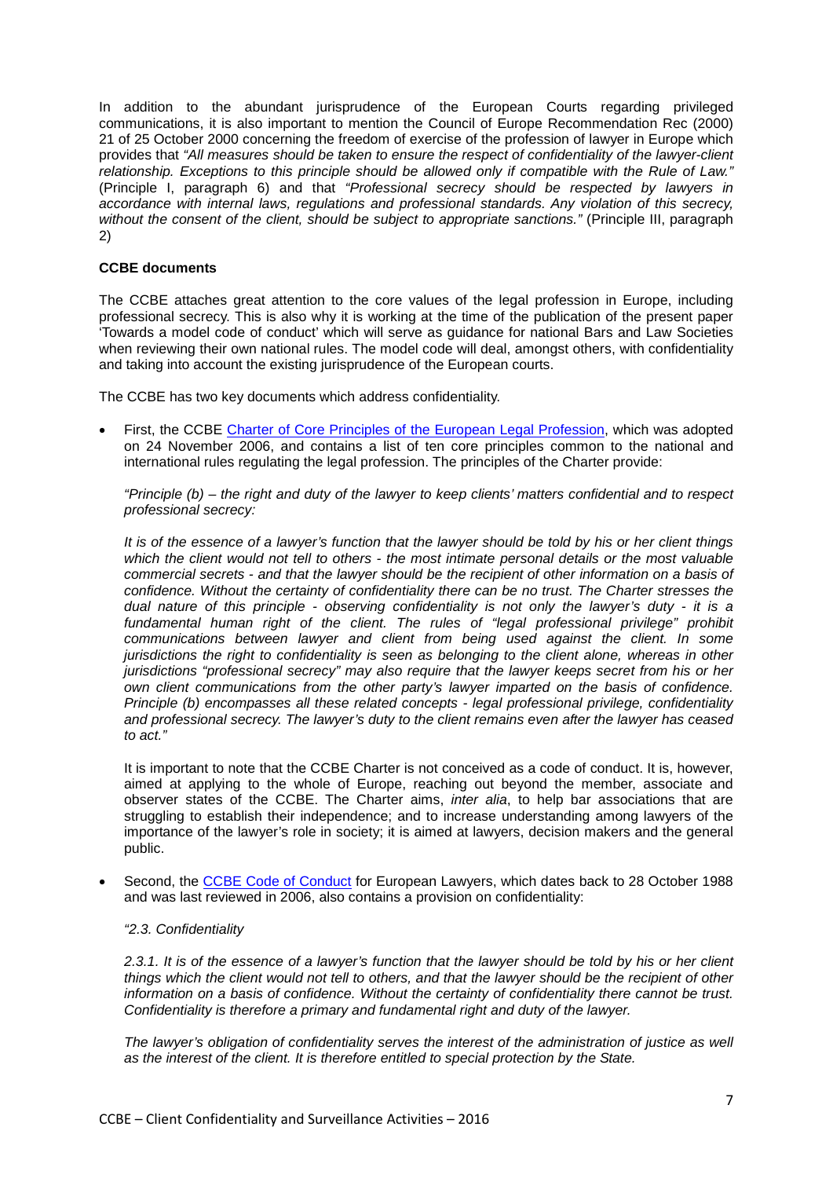In addition to the abundant jurisprudence of the European Courts regarding privileged communications, it is also important to mention the Council of Europe Recommendation Rec (2000) 21 of 25 October 2000 concerning the freedom of exercise of the profession of lawyer in Europe which provides that *"All measures should be taken to ensure the respect of confidentiality of the lawyer-client relationship. Exceptions to this principle should be allowed only if compatible with the Rule of Law."* (Principle I, paragraph 6) and that *"Professional secrecy should be respected by lawyers in accordance with internal laws, regulations and professional standards. Any violation of this secrecy, without the consent of the client, should be subject to appropriate sanctions."* (Principle III, paragraph 2)

**CCBE documents**

The CCBE attaches great attention to the core values of the legal profession in Europe, including professional secrecy. This is also why it is working at the time of the publication of the present paper 'Towards a model code of conduct' which will serve as guidance for national Bars and Law Societies when reviewing their own national rules. The model code will deal, amongst others, with confidentiality and taking into account the existing jurisprudence of the European courts.

The CCBE has two key documents which address confidentiality.

- First, the CCBE Charter of Core Principles of the European Legal Profession, which was adopted on 24 November 2006, and contains a list of ten core principles common to the national and international rules regulating the legal profession. The principles of the Charter provide:

  *"Principle (b) – the right and duty of the lawyer to keep clients' matters confidential and to respect professional secrecy:*

  *It is of the essence of a lawyer's function that the lawyer should be told by his or her client things which the client would not tell to others - the most intimate personal details or the most valuable commercial secrets - and that the lawyer should be the recipient of other information on a basis of confidence. Without the certainty of confidentiality there can be no trust. The Charter stresses the dual nature of this principle - observing confidentiality is not only the lawyer's duty - it is a fundamental human right of the client. The rules of "legal professional privilege" prohibit communications between lawyer and client from being used against the client. In some jurisdictions the right to confidentiality is seen as belonging to the client alone, whereas in other jurisdictions "professional secrecy" may also require that the lawyer keeps secret from his or her own client communications from the other party's lawyer imparted on the basis of confidence. Principle (b) encompasses all these related concepts - legal professional privilege, confidentiality and professional secrecy. The lawyer's duty to the client remains even after the lawyer has ceased to act."*

  It is important to note that the CCBE Charter is not conceived as a code of conduct. It is, however, aimed at applying to the whole of Europe, reaching out beyond the member, associate and observer states of the CCBE. The Charter aims, *inter alia*, to help bar associations that are struggling to establish their independence; and to increase understanding among lawyers of the importance of the lawyer's role in society; it is aimed at lawyers, decision makers and the general public.

- Second, the CCBE Code of Conduct for European Lawyers, which dates back to 28 October 1988 and was last reviewed in 2006, also contains a provision on confidentiality:

  *"2.3. Confidentiality*

  *2.3.1. It is of the essence of a lawyer's function that the lawyer should be told by his or her client things which the client would not tell to others, and that the lawyer should be the recipient of other information on a basis of confidence. Without the certainty of confidentiality there cannot be trust. Confidentiality is therefore a primary and fundamental right and duty of the lawyer.*

  *The lawyer's obligation of confidentiality serves the interest of the administration of justice as well as the interest of the client. It is therefore entitled to special protection by the State.*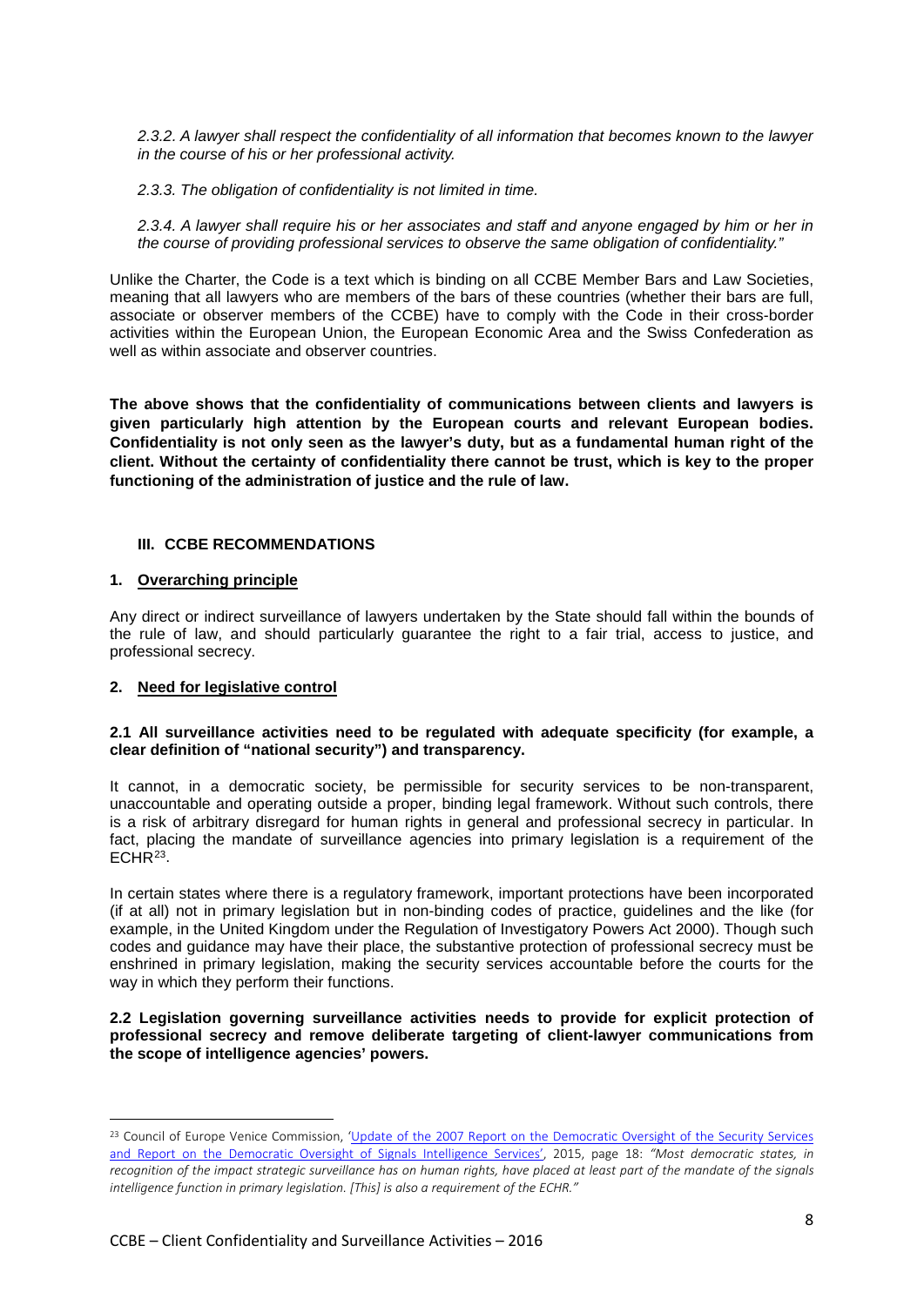*2.3.2. A lawyer shall respect the confidentiality of all information that becomes known to the lawyer in the course of his or her professional activity.*

*2.3.3. The obligation of confidentiality is not limited in time.*

*2.3.4. A lawyer shall require his or her associates and staff and anyone engaged by him or her in the course of providing professional services to observe the same obligation of confidentiality."*

Unlike the Charter, the Code is a text which is binding on all CCBE Member Bars and Law Societies, meaning that all lawyers who are members of the bars of these countries (whether their bars are full, associate or observer members of the CCBE) have to comply with the Code in their cross-border activities within the European Union, the European Economic Area and the Swiss Confederation as well as within associate and observer countries.

**The above shows that the confidentiality of communications between clients and lawyers is given particularly high attention by the European courts and relevant European bodies. Confidentiality is not only seen as the lawyer's duty, but as a fundamental human right of the client. Without the certainty of confidentiality there cannot be trust, which is key to the proper functioning of the administration of justice and the rule of law.**

## III. CCBE RECOMMENDATIONS

### 1. Overarching principle

Any direct or indirect surveillance of lawyers undertaken by the State should fall within the bounds of the rule of law, and should particularly guarantee the right to a fair trial, access to justice, and professional secrecy.

### 2. Need for legislative control

**2.1 All surveillance activities need to be regulated with adequate specificity (for example, a clear definition of "national security") and transparency.**

It cannot, in a democratic society, be permissible for security services to be non-transparent, unaccountable and operating outside a proper, binding legal framework. Without such controls, there is a risk of arbitrary disregard for human rights in general and professional secrecy in particular. In fact, placing the mandate of surveillance agencies into primary legislation is a requirement of the ECHR[23].

In certain states where there is a regulatory framework, important protections have been incorporated (if at all) not in primary legislation but in non-binding codes of practice, guidelines and the like (for example, in the United Kingdom under the Regulation of Investigatory Powers Act 2000). Though such codes and guidance may have their place, the substantive protection of professional secrecy must be enshrined in primary legislation, making the security services accountable before the courts for the way in which they perform their functions.

**2.2 Legislation governing surveillance activities needs to provide for explicit protection of professional secrecy and remove deliberate targeting of client-lawyer communications from the scope of intelligence agencies' powers.**

---

[23] Council of Europe Venice Commission, 'Update of the 2007 Report on the Democratic Oversight of the Security Services and Report on the Democratic Oversight of Signals Intelligence Services', 2015, page 18: *"Most democratic states, in recognition of the impact strategic surveillance has on human rights, have placed at least part of the mandate of the signals intelligence function in primary legislation. [This] is also a requirement of the ECHR."*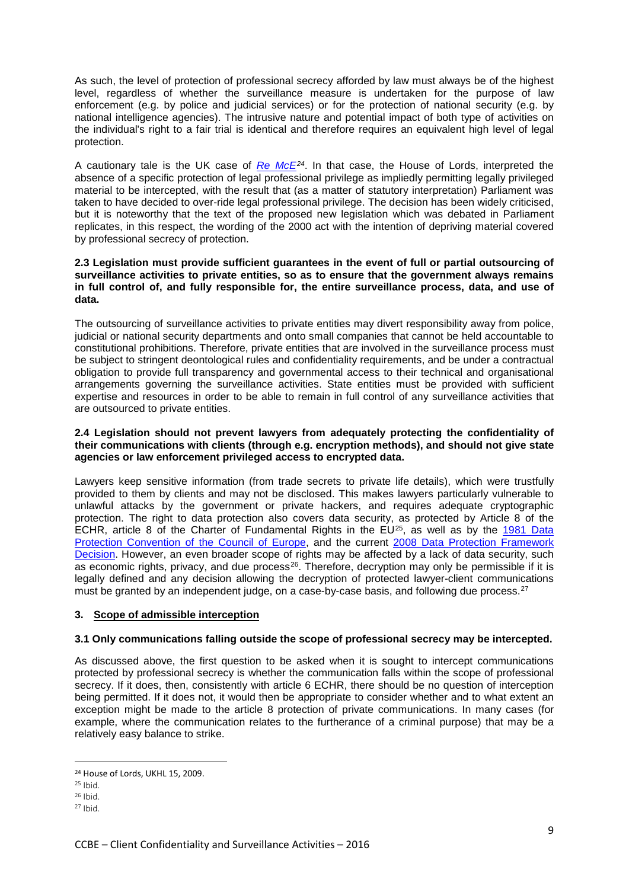As such, the level of protection of professional secrecy afforded by law must always be of the highest level, regardless of whether the surveillance measure is undertaken for the purpose of law enforcement (e.g. by police and judicial services) or for the protection of national security (e.g. by national intelligence agencies). The intrusive nature and potential impact of both type of activities on the individual's right to a fair trial is identical and therefore requires an equivalent high level of legal protection.

A cautionary tale is the UK case of *Re McE*[24]. In that case, the House of Lords, interpreted the absence of a specific protection of legal professional privilege as impliedly permitting legally privileged material to be intercepted, with the result that (as a matter of statutory interpretation) Parliament was taken to have decided to over-ride legal professional privilege. The decision has been widely criticised, but it is noteworthy that the text of the proposed new legislation which was debated in Parliament replicates, in this respect, the wording of the 2000 act with the intention of depriving material covered by professional secrecy of protection.

**2.3 Legislation must provide sufficient guarantees in the event of full or partial outsourcing of surveillance activities to private entities, so as to ensure that the government always remains in full control of, and fully responsible for, the entire surveillance process, data, and use of data.**

The outsourcing of surveillance activities to private entities may divert responsibility away from police, judicial or national security departments and onto small companies that cannot be held accountable to constitutional prohibitions. Therefore, private entities that are involved in the surveillance process must be subject to stringent deontological rules and confidentiality requirements, and be under a contractual obligation to provide full transparency and governmental access to their technical and organisational arrangements governing the surveillance activities. State entities must be provided with sufficient expertise and resources in order to be able to remain in full control of any surveillance activities that are outsourced to private entities.

**2.4 Legislation should not prevent lawyers from adequately protecting the confidentiality of their communications with clients (through e.g. encryption methods), and should not give state agencies or law enforcement privileged access to encrypted data.**

Lawyers keep sensitive information (from trade secrets to private life details), which were trustfully provided to them by clients and may not be disclosed. This makes lawyers particularly vulnerable to unlawful attacks by the government or private hackers, and requires adequate cryptographic protection. The right to data protection also covers data security, as protected by Article 8 of the ECHR, article 8 of the Charter of Fundamental Rights in the EU[25], as well as by the 1981 Data Protection Convention of the Council of Europe, and the current 2008 Data Protection Framework Decision. However, an even broader scope of rights may be affected by a lack of data security, such as economic rights, privacy, and due process[26]. Therefore, decryption may only be permissible if it is legally defined and any decision allowing the decryption of protected lawyer-client communications must be granted by an independent judge, on a case-by-case basis, and following due process.[27]

## 3. Scope of admissible interception

**3.1 Only communications falling outside the scope of professional secrecy may be intercepted.**

As discussed above, the first question to be asked when it is sought to intercept communications protected by professional secrecy is whether the communication falls within the scope of professional secrecy. If it does, then, consistently with article 6 ECHR, there should be no question of interception being permitted. If it does not, it would then be appropriate to consider whether and to what extent an exception might be made to the article 8 protection of private communications. In many cases (for example, where the communication relates to the furtherance of a criminal purpose) that may be a relatively easy balance to strike.

---

[24] House of Lords, UKHL 15, 2009.

[25] Ibid.

[26] Ibid.

[27] Ibid.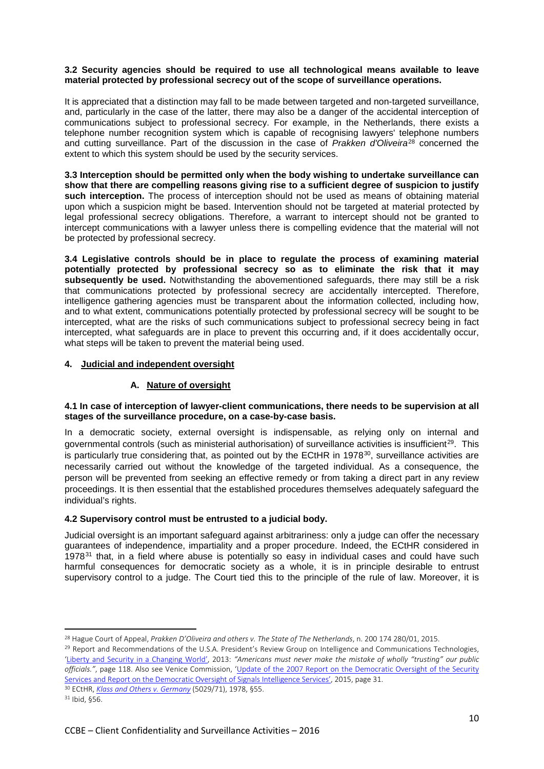**3.2 Security agencies should be required to use all technological means available to leave material protected by professional secrecy out of the scope of surveillance operations.**

It is appreciated that a distinction may fall to be made between targeted and non-targeted surveillance, and, particularly in the case of the latter, there may also be a danger of the accidental interception of communications subject to professional secrecy. For example, in the Netherlands, there exists a telephone number recognition system which is capable of recognising lawyers' telephone numbers and cutting surveillance. Part of the discussion in the case of *Prakken d'Oliveira*[28] concerned the extent to which this system should be used by the security services.

**3.3 Interception should be permitted only when the body wishing to undertake surveillance can show that there are compelling reasons giving rise to a sufficient degree of suspicion to justify such interception.** The process of interception should not be used as means of obtaining material upon which a suspicion might be based. Intervention should not be targeted at material protected by legal professional secrecy obligations. Therefore, a warrant to intercept should not be granted to intercept communications with a lawyer unless there is compelling evidence that the material will not be protected by professional secrecy.

**3.4 Legislative controls should be in place to regulate the process of examining material potentially protected by professional secrecy so as to eliminate the risk that it may subsequently be used.** Notwithstanding the abovementioned safeguards, there may still be a risk that communications protected by professional secrecy are accidentally intercepted. Therefore, intelligence gathering agencies must be transparent about the information collected, including how, and to what extent, communications potentially protected by professional secrecy will be sought to be intercepted, what are the risks of such communications subject to professional secrecy being in fact intercepted, what safeguards are in place to prevent this occurring and, if it does accidentally occur, what steps will be taken to prevent the material being used.

## 4. Judicial and independent oversight

### A. Nature of oversight

**4.1 In case of interception of lawyer-client communications, there needs to be supervision at all stages of the surveillance procedure, on a case-by-case basis.**

In a democratic society, external oversight is indispensable, as relying only on internal and governmental controls (such as ministerial authorisation) of surveillance activities is insufficient[29]. This is particularly true considering that, as pointed out by the ECtHR in 1978[30], surveillance activities are necessarily carried out without the knowledge of the targeted individual. As a consequence, the person will be prevented from seeking an effective remedy or from taking a direct part in any review proceedings. It is then essential that the established procedures themselves adequately safeguard the individual's rights.

**4.2 Supervisory control must be entrusted to a judicial body.**

Judicial oversight is an important safeguard against arbitrariness: only a judge can offer the necessary guarantees of independence, impartiality and a proper procedure. Indeed, the ECtHR considered in 1978[31] that, in a field where abuse is potentially so easy in individual cases and could have such harmful consequences for democratic society as a whole, it is in principle desirable to entrust supervisory control to a judge. The Court tied this to the principle of the rule of law. Moreover, it is

---

[28] Hague Court of Appeal, *Prakken D'Oliveira and others v. The State of The Netherlands*, n. 200 174 280/01, 2015.

[29] Report and Recommendations of the U.S.A. President's Review Group on Intelligence and Communications Technologies, 'Liberty and Security in a Changing World', 2013: *"Americans must never make the mistake of wholly "trusting" our public officials."*, page 118. Also see Venice Commission, 'Update of the 2007 Report on the Democratic Oversight of the Security Services and Report on the Democratic Oversight of Signals Intelligence Services', 2015, page 31.

[30] ECtHR, *Klass and Others v. Germany* (5029/71), 1978, §55.

[31] Ibid, §56.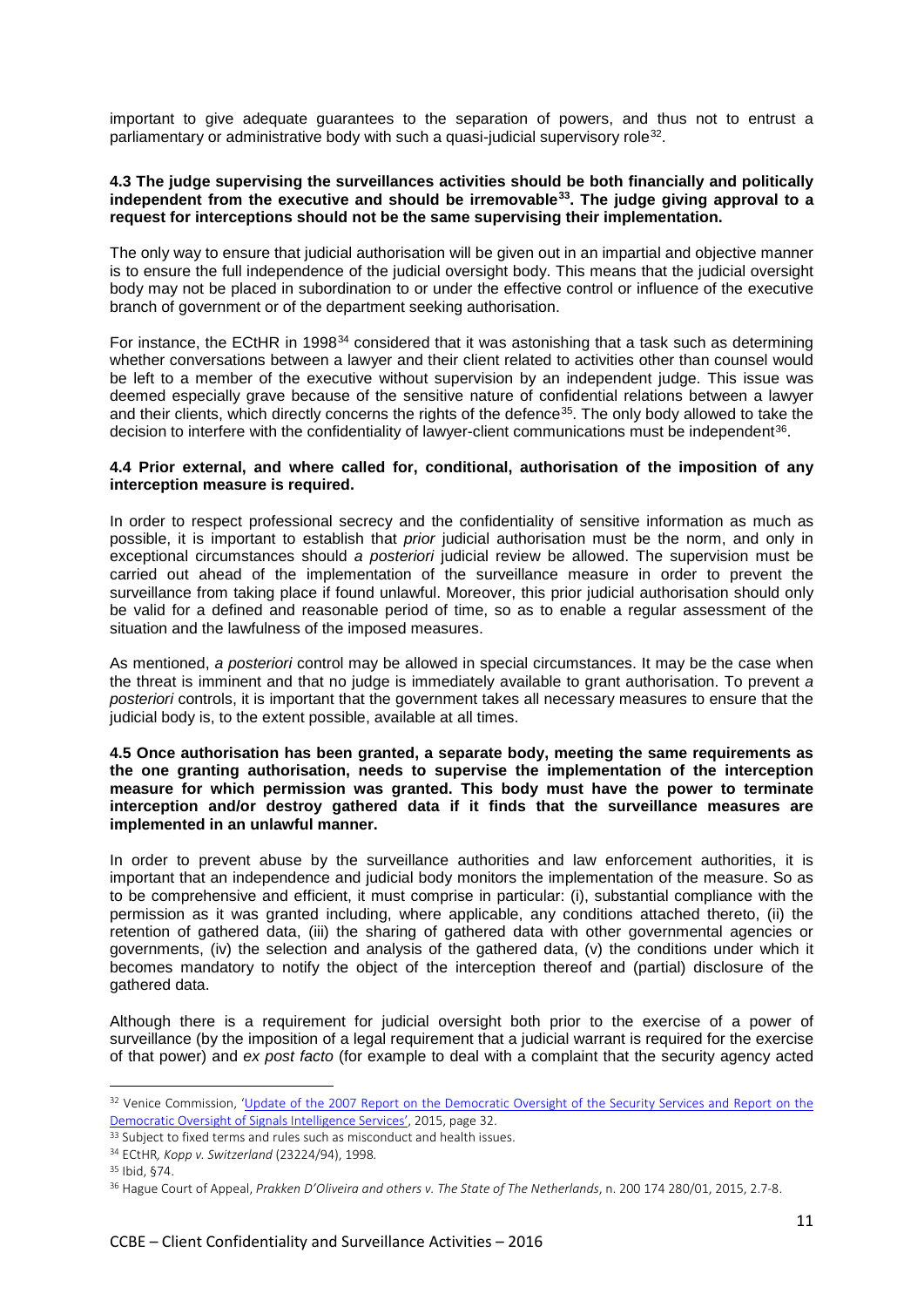important to give adequate guarantees to the separation of powers, and thus not to entrust a parliamentary or administrative body with such a quasi-judicial supervisory role[32].

**4.3 The judge supervising the surveillances activities should be both financially and politically independent from the executive and should be irremovable[33]. The judge giving approval to a request for interceptions should not be the same supervising their implementation.**

The only way to ensure that judicial authorisation will be given out in an impartial and objective manner is to ensure the full independence of the judicial oversight body. This means that the judicial oversight body may not be placed in subordination to or under the effective control or influence of the executive branch of government or of the department seeking authorisation.

For instance, the ECtHR in 1998[34] considered that it was astonishing that a task such as determining whether conversations between a lawyer and their client related to activities other than counsel would be left to a member of the executive without supervision by an independent judge. This issue was deemed especially grave because of the sensitive nature of confidential relations between a lawyer and their clients, which directly concerns the rights of the defence[35]. The only body allowed to take the decision to interfere with the confidentiality of lawyer-client communications must be independent[36].

**4.4 Prior external, and where called for, conditional, authorisation of the imposition of any interception measure is required.**

In order to respect professional secrecy and the confidentiality of sensitive information as much as possible, it is important to establish that *prior* judicial authorisation must be the norm, and only in exceptional circumstances should *a posteriori* judicial review be allowed. The supervision must be carried out ahead of the implementation of the surveillance measure in order to prevent the surveillance from taking place if found unlawful. Moreover, this prior judicial authorisation should only be valid for a defined and reasonable period of time, so as to enable a regular assessment of the situation and the lawfulness of the imposed measures.

As mentioned, *a posteriori* control may be allowed in special circumstances. It may be the case when the threat is imminent and that no judge is immediately available to grant authorisation. To prevent *a posteriori* controls, it is important that the government takes all necessary measures to ensure that the judicial body is, to the extent possible, available at all times.

**4.5 Once authorisation has been granted, a separate body, meeting the same requirements as the one granting authorisation, needs to supervise the implementation of the interception measure for which permission was granted. This body must have the power to terminate interception and/or destroy gathered data if it finds that the surveillance measures are implemented in an unlawful manner.**

In order to prevent abuse by the surveillance authorities and law enforcement authorities, it is important that an independence and judicial body monitors the implementation of the measure. So as to be comprehensive and efficient, it must comprise in particular: (i), substantial compliance with the permission as it was granted including, where applicable, any conditions attached thereto, (ii) the retention of gathered data, (iii) the sharing of gathered data with other governmental agencies or governments, (iv) the selection and analysis of the gathered data, (v) the conditions under which it becomes mandatory to notify the object of the interception thereof and (partial) disclosure of the gathered data.

Although there is a requirement for judicial oversight both prior to the exercise of a power of surveillance (by the imposition of a legal requirement that a judicial warrant is required for the exercise of that power) and *ex post facto* (for example to deal with a complaint that the security agency acted

---

[32] Venice Commission, 'Update of the 2007 Report on the Democratic Oversight of the Security Services and Report on the Democratic Oversight of Signals Intelligence Services', 2015, page 32.

[33] Subject to fixed terms and rules such as misconduct and health issues.

[34] ECtHR, *Kopp v. Switzerland* (23224/94), 1998.

[35] Ibid, §74.

[36] Hague Court of Appeal, *Prakken D'Oliveira and others v. The State of The Netherlands*, n. 200 174 280/01, 2015, 2.7-8.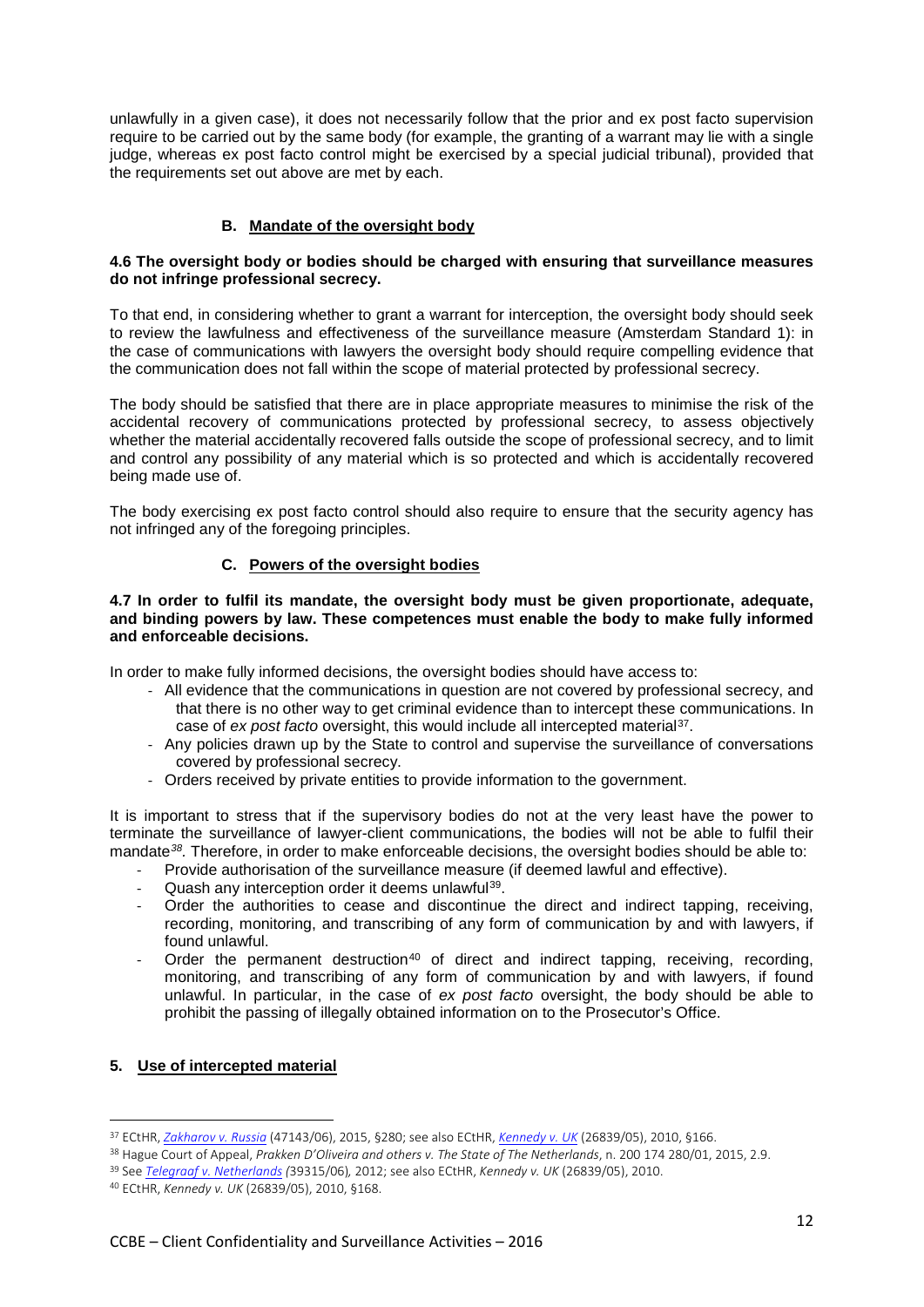unlawfully in a given case), it does not necessarily follow that the prior and ex post facto supervision require to be carried out by the same body (for example, the granting of a warrant may lie with a single judge, whereas ex post facto control might be exercised by a special judicial tribunal), provided that the requirements set out above are met by each.

### B. Mandate of the oversight body

**4.6 The oversight body or bodies should be charged with ensuring that surveillance measures do not infringe professional secrecy.**

To that end, in considering whether to grant a warrant for interception, the oversight body should seek to review the lawfulness and effectiveness of the surveillance measure (Amsterdam Standard 1): in the case of communications with lawyers the oversight body should require compelling evidence that the communication does not fall within the scope of material protected by professional secrecy.

The body should be satisfied that there are in place appropriate measures to minimise the risk of the accidental recovery of communications protected by professional secrecy, to assess objectively whether the material accidentally recovered falls outside the scope of professional secrecy, and to limit and control any possibility of any material which is so protected and which is accidentally recovered being made use of.

The body exercising ex post facto control should also require to ensure that the security agency has not infringed any of the foregoing principles.

### C. Powers of the oversight bodies

**4.7 In order to fulfil its mandate, the oversight body must be given proportionate, adequate, and binding powers by law. These competences must enable the body to make fully informed and enforceable decisions.**

In order to make fully informed decisions, the oversight bodies should have access to:

- All evidence that the communications in question are not covered by professional secrecy, and that there is no other way to get criminal evidence than to intercept these communications. In case of *ex post facto* oversight, this would include all intercepted material[37].
- Any policies drawn up by the State to control and supervise the surveillance of conversations covered by professional secrecy.
- Orders received by private entities to provide information to the government.

It is important to stress that if the supervisory bodies do not at the very least have the power to terminate the surveillance of lawyer-client communications, the bodies will not be able to fulfil their mandate[38]. Therefore, in order to make enforceable decisions, the oversight bodies should be able to:

- Provide authorisation of the surveillance measure (if deemed lawful and effective).
- Quash any interception order it deems unlawful[39].
- Order the authorities to cease and discontinue the direct and indirect tapping, receiving, recording, monitoring, and transcribing of any form of communication by and with lawyers, if found unlawful.
- Order the permanent destruction[40] of direct and indirect tapping, receiving, recording, monitoring, and transcribing of any form of communication by and with lawyers, if found unlawful. In particular, in the case of *ex post facto* oversight, the body should be able to prohibit the passing of illegally obtained information on to the Prosecutor's Office.

## 5. Use of intercepted material

[37] ECtHR, *Zakharov v. Russia* (47143/06), 2015, §280; see also ECtHR, *Kennedy v. UK* (26839/05), 2010, §166.

[38] Hague Court of Appeal, *Prakken D'Oliveira and others v. The State of The Netherlands*, n. 200 174 280/01, 2015, 2.9.

[39] See *Telegraaf v. Netherlands (*39315/06)*,* 2012; see also ECtHR, *Kennedy v. UK* (26839/05), 2010.

[40] ECtHR, *Kennedy v. UK* (26839/05), 2010, §168.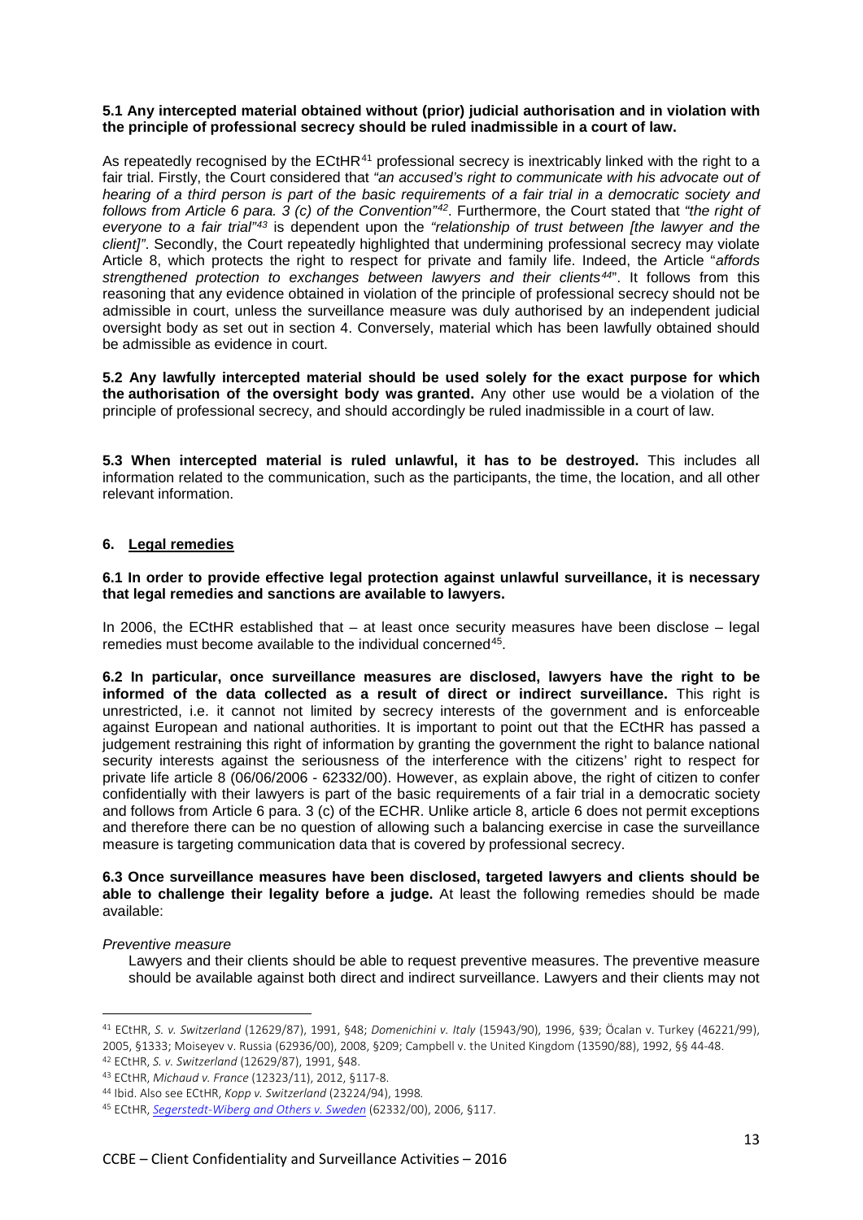**5.1 Any intercepted material obtained without (prior) judicial authorisation and in violation with the principle of professional secrecy should be ruled inadmissible in a court of law.**

As repeatedly recognised by the ECtHR[41] professional secrecy is inextricably linked with the right to a fair trial. Firstly, the Court considered that *"an accused's right to communicate with his advocate out of hearing of a third person is part of the basic requirements of a fair trial in a democratic society and follows from Article 6 para. 3 (c) of the Convention"*[42]. Furthermore, the Court stated that *"the right of everyone to a fair trial"*[43] is dependent upon the *"relationship of trust between [the lawyer and the client]"*. Secondly, the Court repeatedly highlighted that undermining professional secrecy may violate Article 8, which protects the right to respect for private and family life. Indeed, the Article "*affords strengthened protection to exchanges between lawyers and their clients*[44]". It follows from this reasoning that any evidence obtained in violation of the principle of professional secrecy should not be admissible in court, unless the surveillance measure was duly authorised by an independent judicial oversight body as set out in section 4. Conversely, material which has been lawfully obtained should be admissible as evidence in court.

**5.2 Any lawfully intercepted material should be used solely for the exact purpose for which the authorisation of the oversight body was granted.** Any other use would be a violation of the principle of professional secrecy, and should accordingly be ruled inadmissible in a court of law.

**5.3 When intercepted material is ruled unlawful, it has to be destroyed.** This includes all information related to the communication, such as the participants, the time, the location, and all other relevant information.

## 6. Legal remedies

**6.1 In order to provide effective legal protection against unlawful surveillance, it is necessary that legal remedies and sanctions are available to lawyers.**

In 2006, the ECtHR established that – at least once security measures have been disclose – legal remedies must become available to the individual concerned[45].

**6.2 In particular, once surveillance measures are disclosed, lawyers have the right to be informed of the data collected as a result of direct or indirect surveillance.** This right is unrestricted, i.e. it cannot not limited by secrecy interests of the government and is enforceable against European and national authorities. It is important to point out that the ECtHR has passed a judgement restraining this right of information by granting the government the right to balance national security interests against the seriousness of the interference with the citizens' right to respect for private life article 8 (06/06/2006 - 62332/00). However, as explain above, the right of citizen to confer confidentially with their lawyers is part of the basic requirements of a fair trial in a democratic society and follows from Article 6 para. 3 (c) of the ECHR. Unlike article 8, article 6 does not permit exceptions and therefore there can be no question of allowing such a balancing exercise in case the surveillance measure is targeting communication data that is covered by professional secrecy.

**6.3 Once surveillance measures have been disclosed, targeted lawyers and clients should be able to challenge their legality before a judge.** At least the following remedies should be made available:

*Preventive measure*

Lawyers and their clients should be able to request preventive measures. The preventive measure should be available against both direct and indirect surveillance. Lawyers and their clients may not

---

[41] ECtHR, *S. v. Switzerland* (12629/87), 1991, §48; *Domenichini v. Italy* (15943/90), 1996, §39; Öcalan v. Turkey (46221/99), 2005, §1333; Moiseyev v. Russia (62936/00), 2008, §209; Campbell v. the United Kingdom (13590/88), 1992, §§ 44-48.

[42] ECtHR, *S. v. Switzerland* (12629/87), 1991, §48.

[43] ECtHR, *Michaud v. France* (12323/11), 2012, §117-8.

[44] Ibid. Also see ECtHR, *Kopp v. Switzerland* (23224/94), 1998.

[45] ECtHR, *Segerstedt-Wiberg and Others v. Sweden* (62332/00), 2006, §117.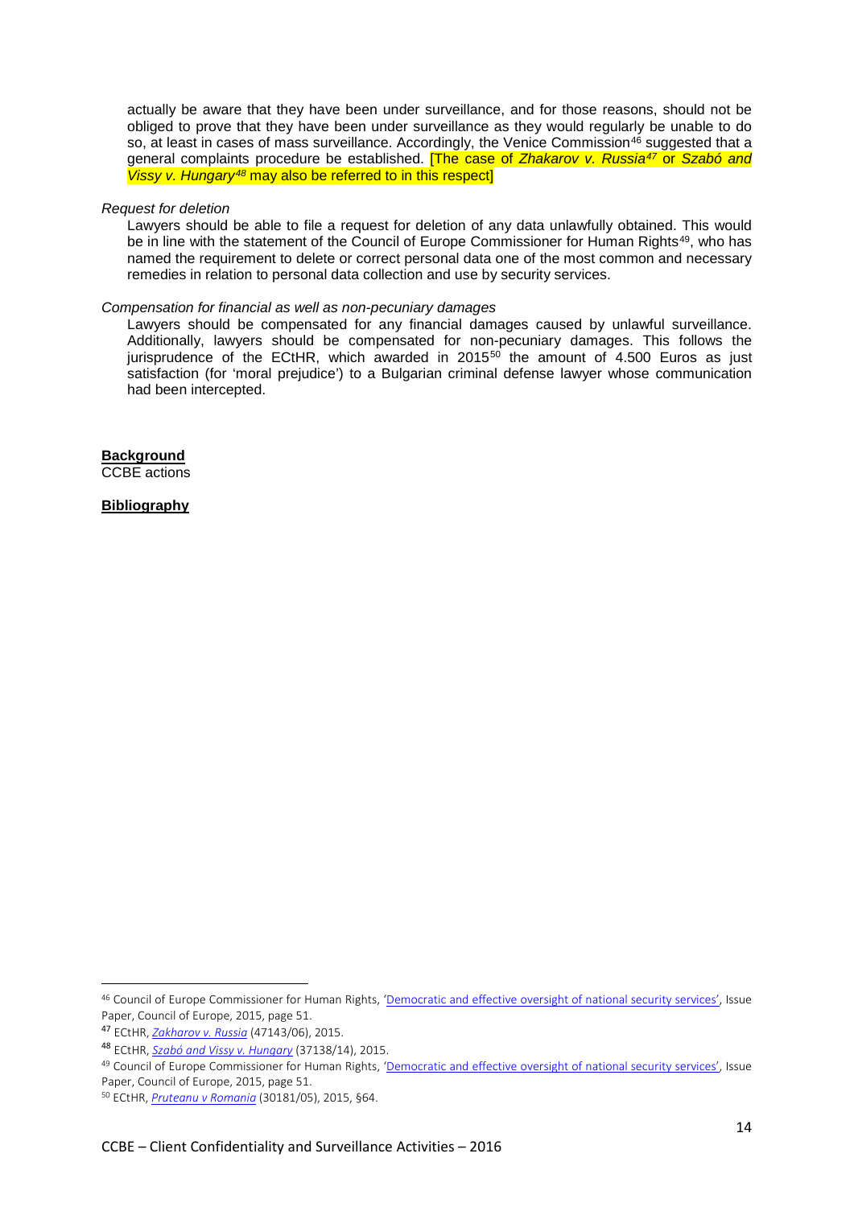actually be aware that they have been under surveillance, and for those reasons, should not be obliged to prove that they have been under surveillance as they would regularly be unable to do so, at least in cases of mass surveillance. Accordingly, the Venice Commission[46] suggested that a general complaints procedure be established. [The case of *Zhakarov v. Russia*[47] or *Szabó and Vissy v. Hungary*[48] may also be referred to in this respect]

*Request for deletion*

Lawyers should be able to file a request for deletion of any data unlawfully obtained. This would be in line with the statement of the Council of Europe Commissioner for Human Rights[49], who has named the requirement to delete or correct personal data one of the most common and necessary remedies in relation to personal data collection and use by security services.

*Compensation for financial as well as non-pecuniary damages*

Lawyers should be compensated for any financial damages caused by unlawful surveillance. Additionally, lawyers should be compensated for non-pecuniary damages. This follows the jurisprudence of the ECtHR, which awarded in 2015[50] the amount of 4.500 Euros as just satisfaction (for 'moral prejudice') to a Bulgarian criminal defense lawyer whose communication had been intercepted.

**Background**

CCBE actions

**Bibliography**

---

[46] Council of Europe Commissioner for Human Rights, 'Democratic and effective oversight of national security services', Issue Paper, Council of Europe, 2015, page 51.

[47] ECtHR, *Zakharov v. Russia* (47143/06), 2015.

[48] ECtHR, *Szabó and Vissy v. Hungary* (37138/14), 2015.

[49] Council of Europe Commissioner for Human Rights, 'Democratic and effective oversight of national security services', Issue Paper, Council of Europe, 2015, page 51.

[50] ECtHR, *Pruteanu v Romania* (30181/05), 2015, §64.